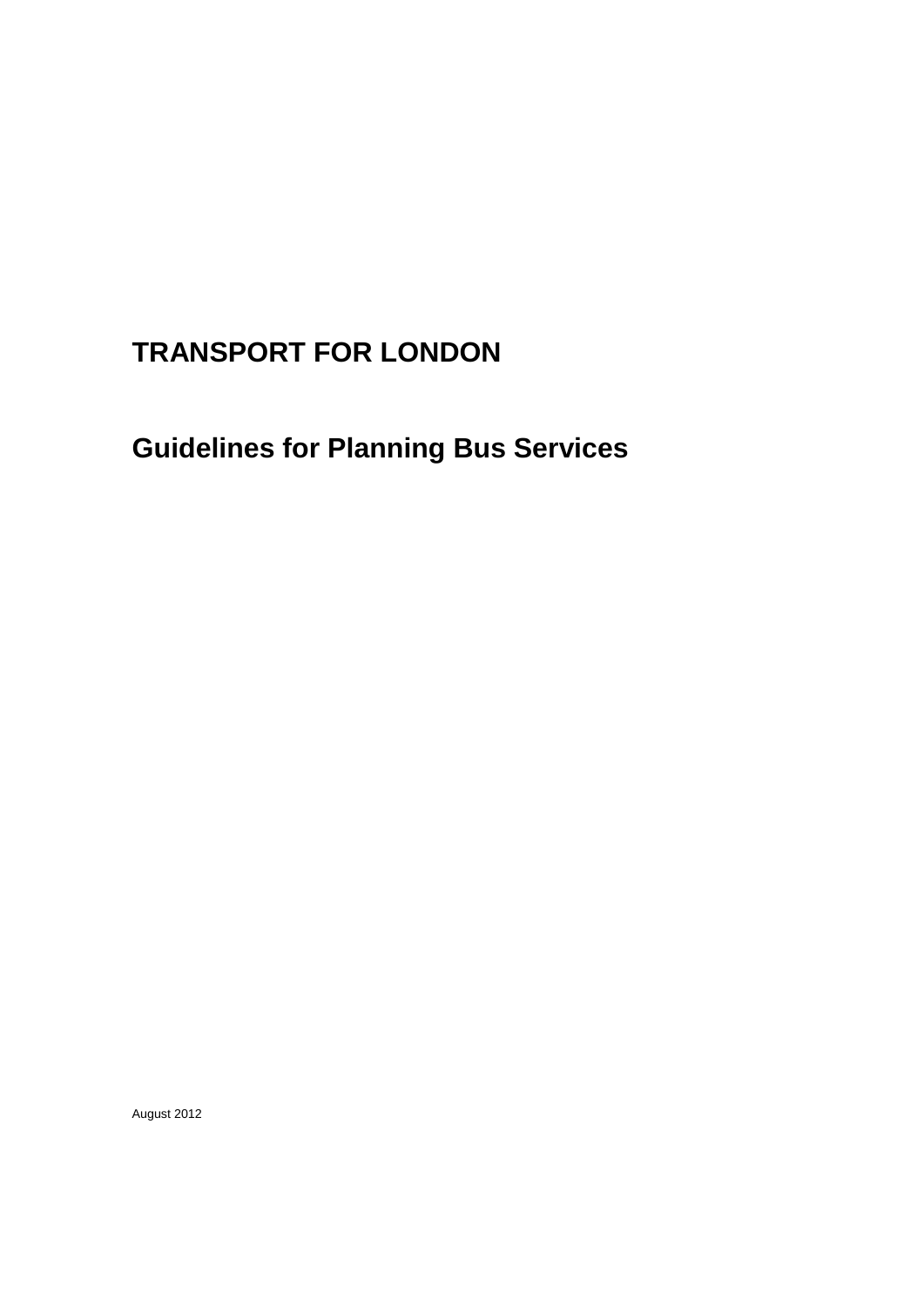# TRANSPORT FOR LONDON

## Guidelines for Planning Bus Services

August 2012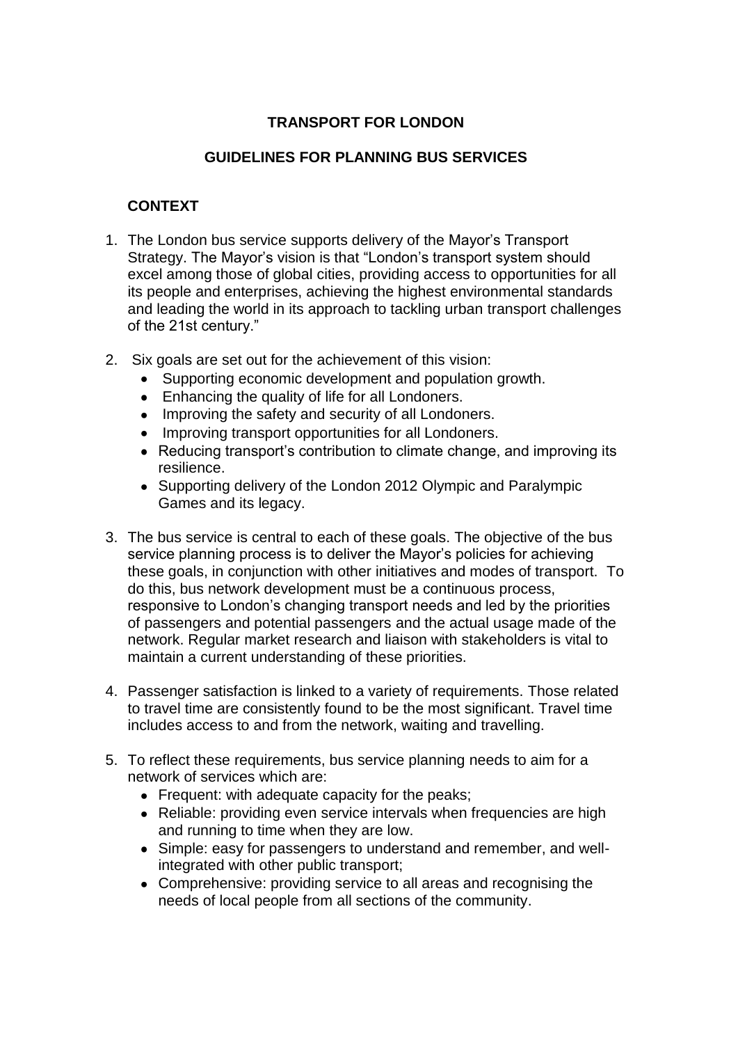**TRANSPORT FOR LONDON**

**GUIDELINES FOR PLANNING BUS SERVICES**

**CONTEXT**

1. The London bus service supports delivery of the Mayor's Transport Strategy. The Mayor's vision is that "London's transport system should excel among those of global cities, providing access to opportunities for all its people and enterprises, achieving the highest environmental standards and leading the world in its approach to tackling urban transport challenges of the 21st century."

2. Six goals are set out for the achievement of this vision:
   - Supporting economic development and population growth.
   - Enhancing the quality of life for all Londoners.
   - Improving the safety and security of all Londoners.
   - Improving transport opportunities for all Londoners.
   - Reducing transport's contribution to climate change, and improving its resilience.
   - Supporting delivery of the London 2012 Olympic and Paralympic Games and its legacy.

3. The bus service is central to each of these goals. The objective of the bus service planning process is to deliver the Mayor's policies for achieving these goals, in conjunction with other initiatives and modes of transport. To do this, bus network development must be a continuous process, responsive to London's changing transport needs and led by the priorities of passengers and potential passengers and the actual usage made of the network. Regular market research and liaison with stakeholders is vital to maintain a current understanding of these priorities.

4. Passenger satisfaction is linked to a variety of requirements. Those related to travel time are consistently found to be the most significant. Travel time includes access to and from the network, waiting and travelling.

5. To reflect these requirements, bus service planning needs to aim for a network of services which are:
   - Frequent: with adequate capacity for the peaks;
   - Reliable: providing even service intervals when frequencies are high and running to time when they are low.
   - Simple: easy for passengers to understand and remember, and well-integrated with other public transport;
   - Comprehensive: providing service to all areas and recognising the needs of local people from all sections of the community.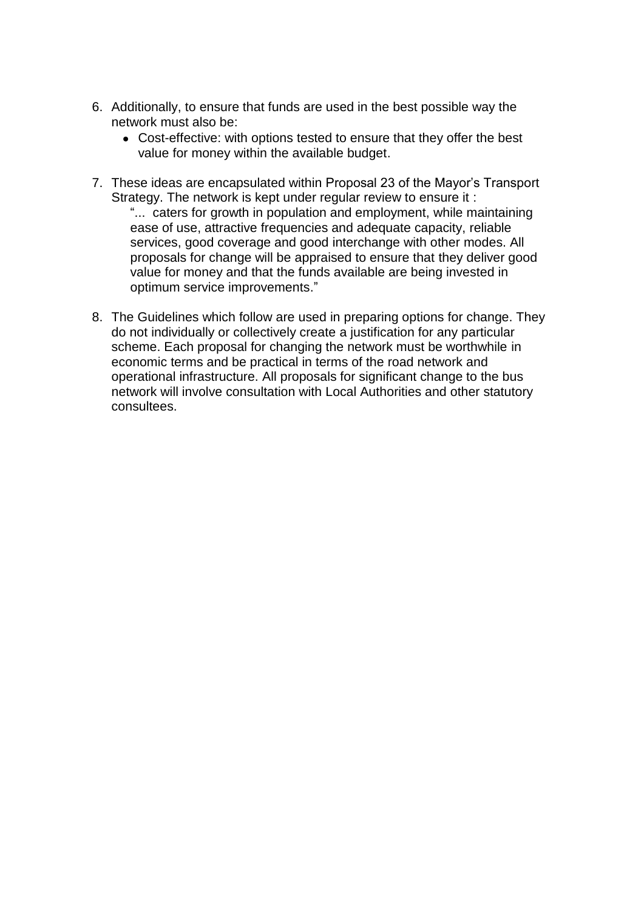6. Additionally, to ensure that funds are used in the best possible way the network must also be:
    - Cost-effective: with options tested to ensure that they offer the best value for money within the available budget.

7. These ideas are encapsulated within Proposal 23 of the Mayor's Transport Strategy. The network is kept under regular review to ensure it :

    "... caters for growth in population and employment, while maintaining ease of use, attractive frequencies and adequate capacity, reliable services, good coverage and good interchange with other modes. All proposals for change will be appraised to ensure that they deliver good value for money and that the funds available are being invested in optimum service improvements."

8. The Guidelines which follow are used in preparing options for change. They do not individually or collectively create a justification for any particular scheme. Each proposal for changing the network must be worthwhile in economic terms and be practical in terms of the road network and operational infrastructure. All proposals for significant change to the bus network will involve consultation with Local Authorities and other statutory consultees.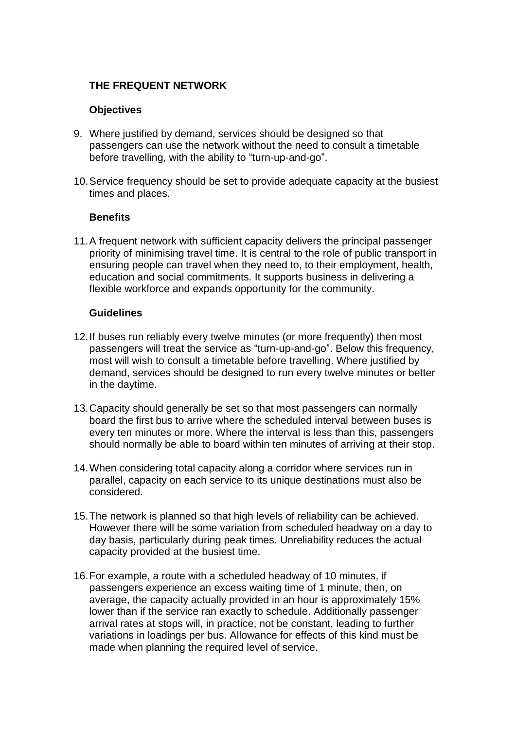## THE FREQUENT NETWORK

### Objectives

9. Where justified by demand, services should be designed so that passengers can use the network without the need to consult a timetable before travelling, with the ability to "turn-up-and-go".

10. Service frequency should be set to provide adequate capacity at the busiest times and places.

### Benefits

11. A frequent network with sufficient capacity delivers the principal passenger priority of minimising travel time. It is central to the role of public transport in ensuring people can travel when they need to, to their employment, health, education and social commitments. It supports business in delivering a flexible workforce and expands opportunity for the community.

### Guidelines

12. If buses run reliably every twelve minutes (or more frequently) then most passengers will treat the service as "turn-up-and-go". Below this frequency, most will wish to consult a timetable before travelling. Where justified by demand, services should be designed to run every twelve minutes or better in the daytime.

13. Capacity should generally be set so that most passengers can normally board the first bus to arrive where the scheduled interval between buses is every ten minutes or more. Where the interval is less than this, passengers should normally be able to board within ten minutes of arriving at their stop.

14. When considering total capacity along a corridor where services run in parallel, capacity on each service to its unique destinations must also be considered.

15. The network is planned so that high levels of reliability can be achieved. However there will be some variation from scheduled headway on a day to day basis, particularly during peak times. Unreliability reduces the actual capacity provided at the busiest time.

16. For example, a route with a scheduled headway of 10 minutes, if passengers experience an excess waiting time of 1 minute, then, on average, the capacity actually provided in an hour is approximately 15% lower than if the service ran exactly to schedule. Additionally passenger arrival rates at stops will, in practice, not be constant, leading to further variations in loadings per bus. Allowance for effects of this kind must be made when planning the required level of service.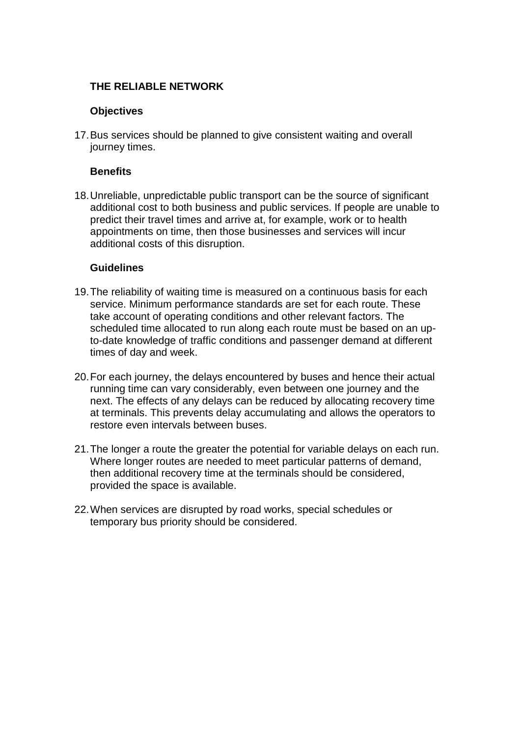## THE RELIABLE NETWORK

### Objectives

17. Bus services should be planned to give consistent waiting and overall journey times.

### Benefits

18. Unreliable, unpredictable public transport can be the source of significant additional cost to both business and public services. If people are unable to predict their travel times and arrive at, for example, work or to health appointments on time, then those businesses and services will incur additional costs of this disruption.

### Guidelines

19. The reliability of waiting time is measured on a continuous basis for each service. Minimum performance standards are set for each route. These take account of operating conditions and other relevant factors. The scheduled time allocated to run along each route must be based on an up-to-date knowledge of traffic conditions and passenger demand at different times of day and week.

20. For each journey, the delays encountered by buses and hence their actual running time can vary considerably, even between one journey and the next. The effects of any delays can be reduced by allocating recovery time at terminals. This prevents delay accumulating and allows the operators to restore even intervals between buses.

21. The longer a route the greater the potential for variable delays on each run. Where longer routes are needed to meet particular patterns of demand, then additional recovery time at the terminals should be considered, provided the space is available.

22. When services are disrupted by road works, special schedules or temporary bus priority should be considered.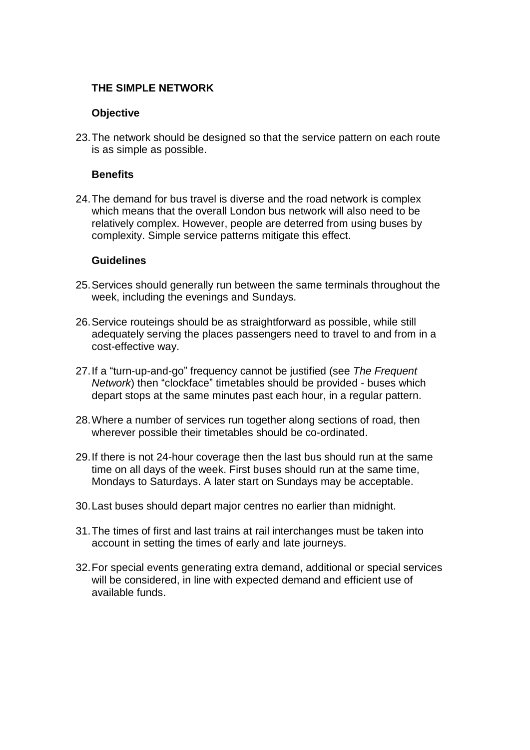## THE SIMPLE NETWORK

### Objective

23. The network should be designed so that the service pattern on each route is as simple as possible.

### Benefits

24. The demand for bus travel is diverse and the road network is complex which means that the overall London bus network will also need to be relatively complex. However, people are deterred from using buses by complexity. Simple service patterns mitigate this effect.

### Guidelines

25. Services should generally run between the same terminals throughout the week, including the evenings and Sundays.

26. Service routeings should be as straightforward as possible, while still adequately serving the places passengers need to travel to and from in a cost-effective way.

27. If a "turn-up-and-go" frequency cannot be justified (see *The Frequent Network*) then "clockface" timetables should be provided - buses which depart stops at the same minutes past each hour, in a regular pattern.

28. Where a number of services run together along sections of road, then wherever possible their timetables should be co-ordinated.

29. If there is not 24-hour coverage then the last bus should run at the same time on all days of the week. First buses should run at the same time, Mondays to Saturdays. A later start on Sundays may be acceptable.

30. Last buses should depart major centres no earlier than midnight.

31. The times of first and last trains at rail interchanges must be taken into account in setting the times of early and late journeys.

32. For special events generating extra demand, additional or special services will be considered, in line with expected demand and efficient use of available funds.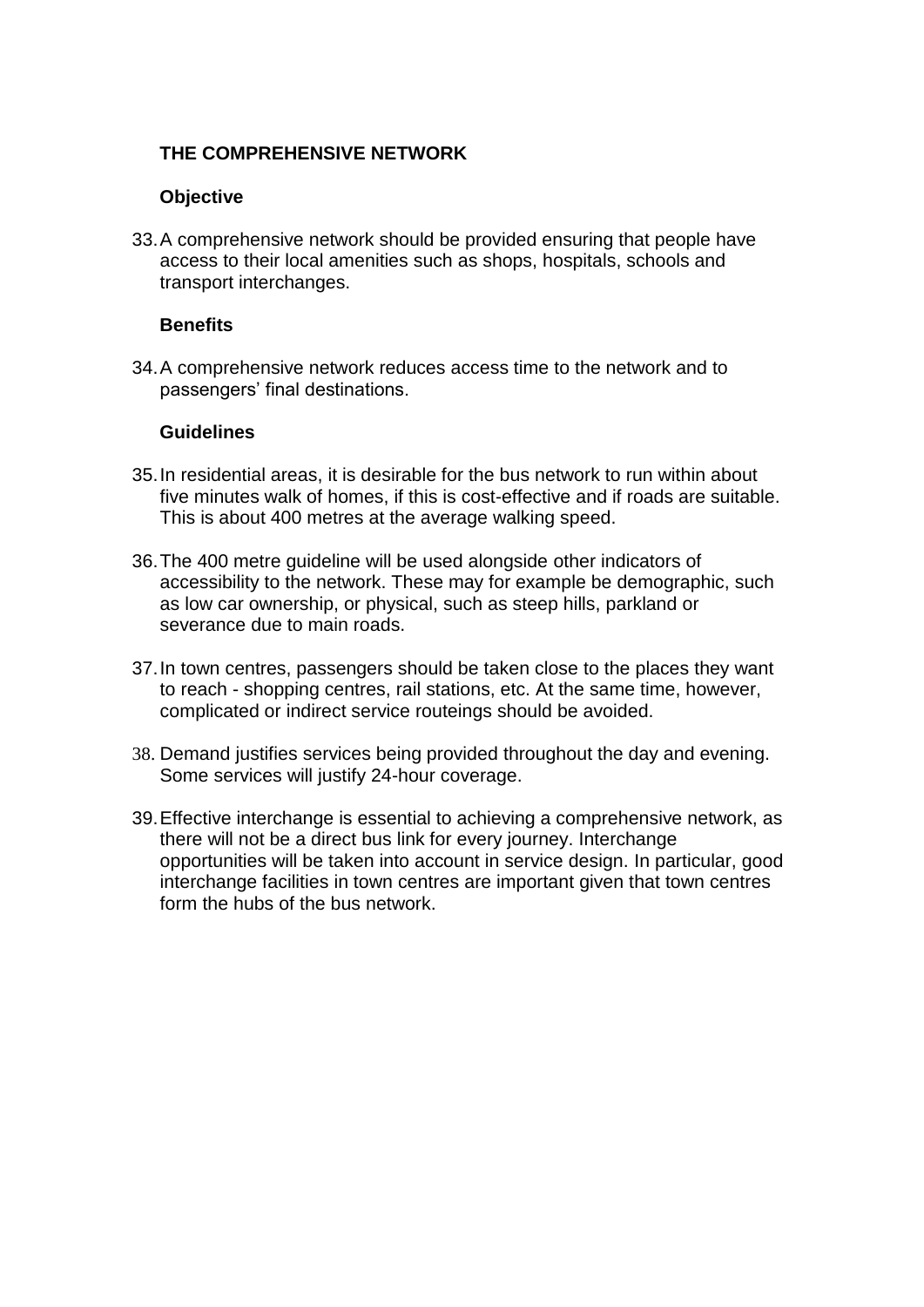## THE COMPREHENSIVE NETWORK

### Objective

33. A comprehensive network should be provided ensuring that people have access to their local amenities such as shops, hospitals, schools and transport interchanges.

### Benefits

34. A comprehensive network reduces access time to the network and to passengers' final destinations.

### Guidelines

35. In residential areas, it is desirable for the bus network to run within about five minutes walk of homes, if this is cost-effective and if roads are suitable. This is about 400 metres at the average walking speed.

36. The 400 metre guideline will be used alongside other indicators of accessibility to the network. These may for example be demographic, such as low car ownership, or physical, such as steep hills, parkland or severance due to main roads.

37. In town centres, passengers should be taken close to the places they want to reach - shopping centres, rail stations, etc. At the same time, however, complicated or indirect service routeings should be avoided.

38. Demand justifies services being provided throughout the day and evening. Some services will justify 24-hour coverage.

39. Effective interchange is essential to achieving a comprehensive network, as there will not be a direct bus link for every journey. Interchange opportunities will be taken into account in service design. In particular, good interchange facilities in town centres are important given that town centres form the hubs of the bus network.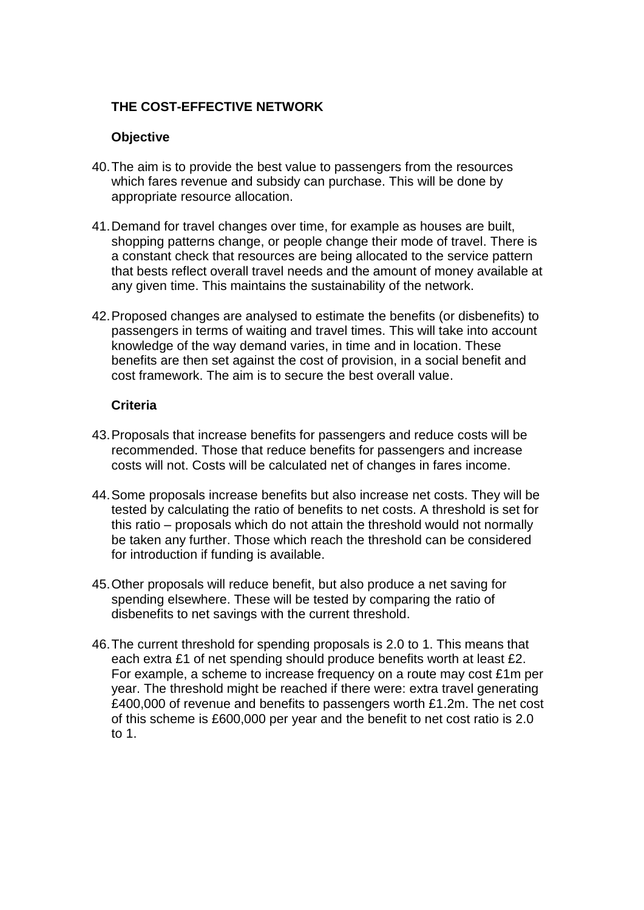**THE COST-EFFECTIVE NETWORK**

**Objective**

40. The aim is to provide the best value to passengers from the resources which fares revenue and subsidy can purchase. This will be done by appropriate resource allocation.

41. Demand for travel changes over time, for example as houses are built, shopping patterns change, or people change their mode of travel. There is a constant check that resources are being allocated to the service pattern that bests reflect overall travel needs and the amount of money available at any given time. This maintains the sustainability of the network.

42. Proposed changes are analysed to estimate the benefits (or disbenefits) to passengers in terms of waiting and travel times. This will take into account knowledge of the way demand varies, in time and in location. These benefits are then set against the cost of provision, in a social benefit and cost framework. The aim is to secure the best overall value.

**Criteria**

43. Proposals that increase benefits for passengers and reduce costs will be recommended. Those that reduce benefits for passengers and increase costs will not. Costs will be calculated net of changes in fares income.

44. Some proposals increase benefits but also increase net costs. They will be tested by calculating the ratio of benefits to net costs. A threshold is set for this ratio – proposals which do not attain the threshold would not normally be taken any further. Those which reach the threshold can be considered for introduction if funding is available.

45. Other proposals will reduce benefit, but also produce a net saving for spending elsewhere. These will be tested by comparing the ratio of disbenefits to net savings with the current threshold.

46. The current threshold for spending proposals is 2.0 to 1. This means that each extra £1 of net spending should produce benefits worth at least £2. For example, a scheme to increase frequency on a route may cost £1m per year. The threshold might be reached if there were: extra travel generating £400,000 of revenue and benefits to passengers worth £1.2m. The net cost of this scheme is £600,000 per year and the benefit to net cost ratio is 2.0 to 1.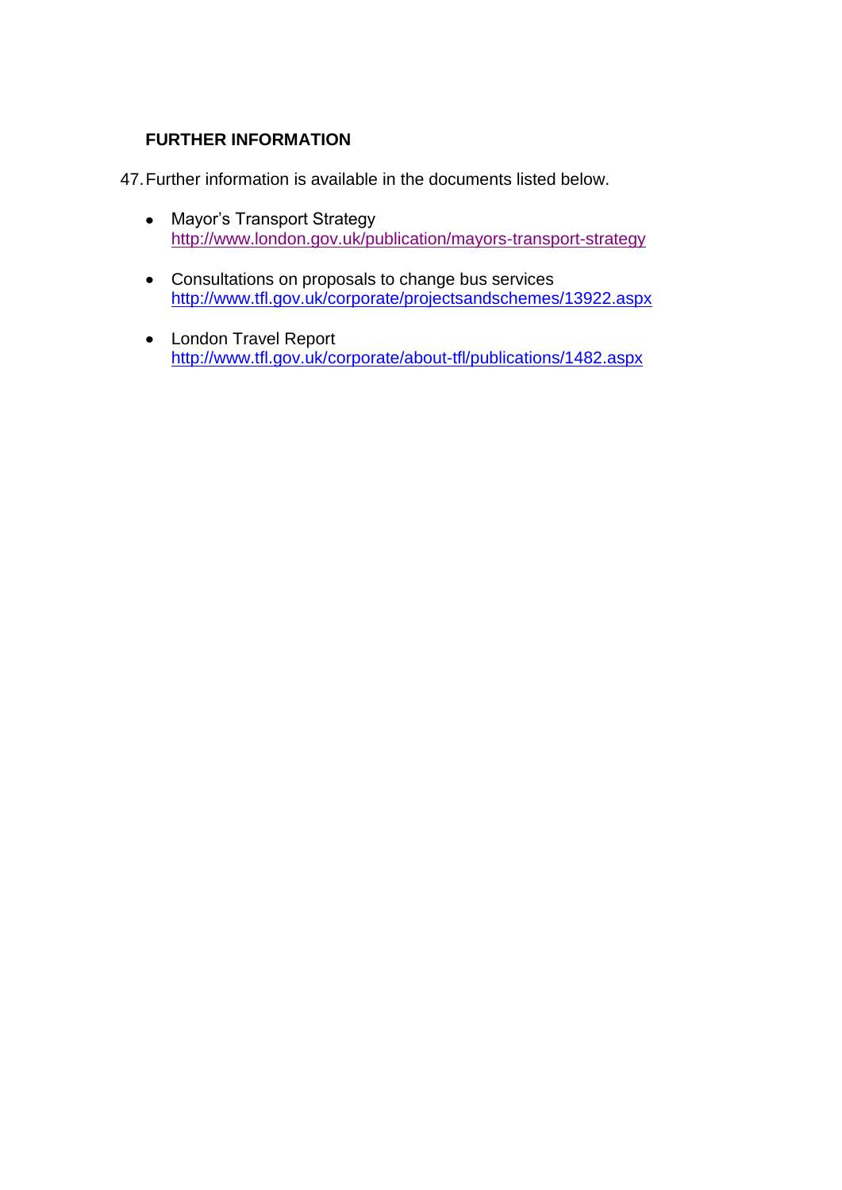## FURTHER INFORMATION

47. Further information is available in the documents listed below.

- Mayor's Transport Strategy
  http://www.london.gov.uk/publication/mayors-transport-strategy

- Consultations on proposals to change bus services
  http://www.tfl.gov.uk/corporate/projectsandschemes/13922.aspx

- London Travel Report
  http://www.tfl.gov.uk/corporate/about-tfl/publications/1482.aspx